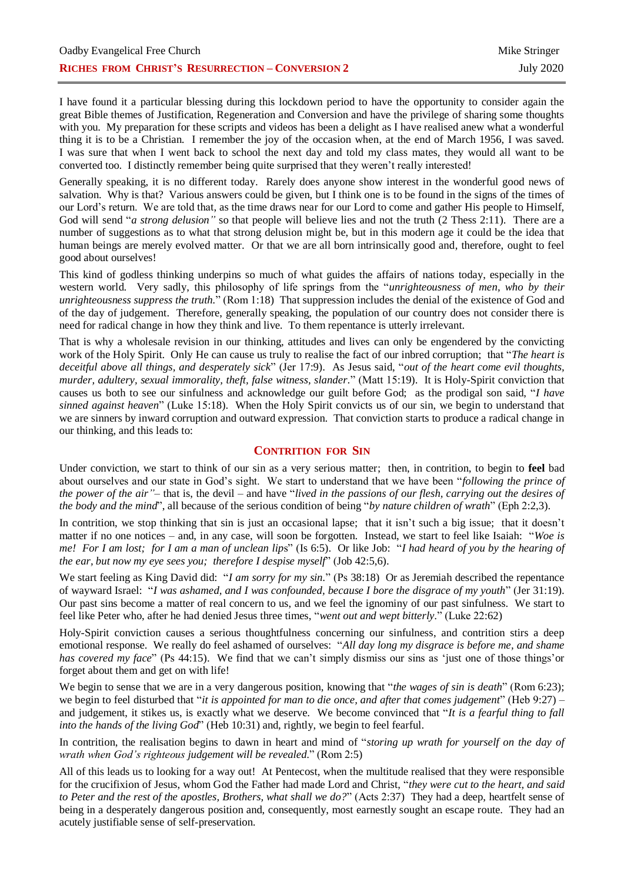Oadby Evangelical Free Church — Mike Stringer

**RICHES FROM CHRIST'S RESURRECTION – CONVERSION 2** — July 2020

I have found it a particular blessing during this lockdown period to have the opportunity to consider again the great Bible themes of Justification, Regeneration and Conversion and have the privilege of sharing some thoughts with you. My preparation for these scripts and videos has been a delight as I have realised anew what a wonderful thing it is to be a Christian. I remember the joy of the occasion when, at the end of March 1956, I was saved. I was sure that when I went back to school the next day and told my class mates, they would all want to be converted too. I distinctly remember being quite surprised that they weren't really interested!

Generally speaking, it is no different today. Rarely does anyone show interest in the wonderful good news of salvation. Why is that? Various answers could be given, but I think one is to be found in the signs of the times of our Lord's return. We are told that, as the time draws near for our Lord to come and gather His people to Himself, God will send "*a strong delusion"* so that people will believe lies and not the truth (2 Thess 2:11). There are a number of suggestions as to what that strong delusion might be, but in this modern age it could be the idea that human beings are merely evolved matter. Or that we are all born intrinsically good and, therefore, ought to feel good about ourselves!

This kind of godless thinking underpins so much of what guides the affairs of nations today, especially in the western world. Very sadly, this philosophy of life springs from the "*unrighteousness of men, who by their unrighteousness suppress the truth.*" (Rom 1:18) That suppression includes the denial of the existence of God and of the day of judgement. Therefore, generally speaking, the population of our country does not consider there is need for radical change in how they think and live. To them repentance is utterly irrelevant.

That is why a wholesale revision in our thinking, attitudes and lives can only be engendered by the convicting work of the Holy Spirit. Only He can cause us truly to realise the fact of our inbred corruption; that "*The heart is deceitful above all things, and desperately sick*" (Jer 17:9). As Jesus said, "*out of the heart come evil thoughts, murder, adultery, sexual immorality, theft, false witness, slander*." (Matt 15:19). It is Holy-Spirit conviction that causes us both to see our sinfulness and acknowledge our guilt before God; as the prodigal son said, "*I have sinned against heaven*" (Luke 15:18). When the Holy Spirit convicts us of our sin, we begin to understand that we are sinners by inward corruption and outward expression. That conviction starts to produce a radical change in our thinking, and this leads to:

## CONTRITION FOR SIN

Under conviction, we start to think of our sin as a very serious matter; then, in contrition, to begin to **feel** bad about ourselves and our state in God's sight. We start to understand that we have been "*following the prince of the power of the air"*– that is, the devil – and have "*lived in the passions of our flesh, carrying out the desires of the body and the mind*", all because of the serious condition of being "*by nature children of wrath*" (Eph 2:2,3).

In contrition, we stop thinking that sin is just an occasional lapse; that it isn't such a big issue; that it doesn't matter if no one notices – and, in any case, will soon be forgotten. Instead, we start to feel like Isaiah: "*Woe is me! For I am lost; for I am a man of unclean lips*" (Is 6:5). Or like Job: "*I had heard of you by the hearing of the ear, but now my eye sees you; therefore I despise myself*" (Job 42:5,6).

We start feeling as King David did: "*I am sorry for my sin*." (Ps 38:18) Or as Jeremiah described the repentance of wayward Israel: "*I was ashamed, and I was confounded, because I bore the disgrace of my youth*" (Jer 31:19). Our past sins become a matter of real concern to us, and we feel the ignominy of our past sinfulness. We start to feel like Peter who, after he had denied Jesus three times, "*went out and wept bitterly*." (Luke 22:62)

Holy-Spirit conviction causes a serious thoughtfulness concerning our sinfulness, and contrition stirs a deep emotional response. We really do feel ashamed of ourselves: "*All day long my disgrace is before me, and shame has covered my face*" (Ps 44:15). We find that we can't simply dismiss our sins as 'just one of those things' or forget about them and get on with life!

We begin to sense that we are in a very dangerous position, knowing that "*the wages of sin is death*" (Rom 6:23); we begin to feel disturbed that "*it is appointed for man to die once, and after that comes judgement*" (Heb 9:27) – and judgement, it stikes us, is exactly what we deserve. We become convinced that "*It is a fearful thing to fall into the hands of the living God*" (Heb 10:31) and, rightly, we begin to feel fearful.

In contrition, the realisation begins to dawn in heart and mind of "*storing up wrath for yourself on the day of wrath when God's righteous judgement will be revealed*." (Rom 2:5)

All of this leads us to looking for a way out! At Pentecost, when the multitude realised that they were responsible for the crucifixion of Jesus, whom God the Father had made Lord and Christ, "*they were cut to the heart, and said to Peter and the rest of the apostles, Brothers, what shall we do?*" (Acts 2:37) They had a deep, heartfelt sense of being in a desperately dangerous position and, consequently, most earnestly sought an escape route. They had an acutely justifiable sense of self-preservation.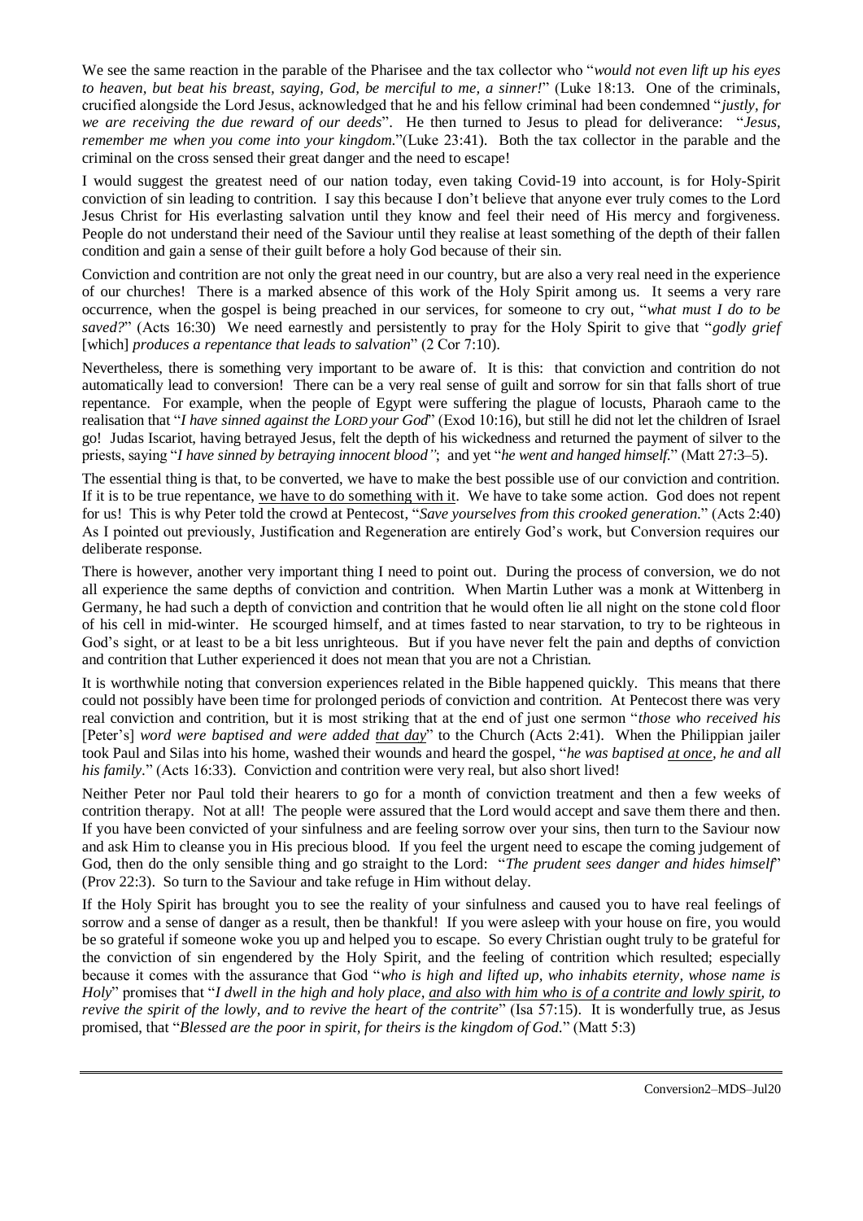We see the same reaction in the parable of the Pharisee and the tax collector who "*would not even lift up his eyes to heaven, but beat his breast, saying, God, be merciful to me, a sinner!*" (Luke 18:13. One of the criminals, crucified alongside the Lord Jesus, acknowledged that he and his fellow criminal had been condemned "*justly, for we are receiving the due reward of our deeds*". He then turned to Jesus to plead for deliverance: "*Jesus, remember me when you come into your kingdom*."(Luke 23:41). Both the tax collector in the parable and the criminal on the cross sensed their great danger and the need to escape!

I would suggest the greatest need of our nation today, even taking Covid-19 into account, is for Holy-Spirit conviction of sin leading to contrition. I say this because I don't believe that anyone ever truly comes to the Lord Jesus Christ for His everlasting salvation until they know and feel their need of His mercy and forgiveness. People do not understand their need of the Saviour until they realise at least something of the depth of their fallen condition and gain a sense of their guilt before a holy God because of their sin.

Conviction and contrition are not only the great need in our country, but are also a very real need in the experience of our churches! There is a marked absence of this work of the Holy Spirit among us. It seems a very rare occurrence, when the gospel is being preached in our services, for someone to cry out, "*what must I do to be saved?*" (Acts 16:30) We need earnestly and persistently to pray for the Holy Spirit to give that "*godly grief* [which] *produces a repentance that leads to salvation*" (2 Cor 7:10).

Nevertheless, there is something very important to be aware of. It is this: that conviction and contrition do not automatically lead to conversion! There can be a very real sense of guilt and sorrow for sin that falls short of true repentance. For example, when the people of Egypt were suffering the plague of locusts, Pharaoh came to the realisation that "*I have sinned against the LORD your God*" (Exod 10:16), but still he did not let the children of Israel go! Judas Iscariot, having betrayed Jesus, felt the depth of his wickedness and returned the payment of silver to the priests, saying "*I have sinned by betraying innocent blood"*; and yet "*he went and hanged himself.*" (Matt 27:3–5).

The essential thing is that, to be converted, we have to make the best possible use of our conviction and contrition. If it is to be true repentance, <u>we have to do something with it</u>. We have to take some action. God does not repent for us! This is why Peter told the crowd at Pentecost, "*Save yourselves from this crooked generation.*" (Acts 2:40) As I pointed out previously, Justification and Regeneration are entirely God's work, but Conversion requires our deliberate response.

There is however, another very important thing I need to point out. During the process of conversion, we do not all experience the same depths of conviction and contrition. When Martin Luther was a monk at Wittenberg in Germany, he had such a depth of conviction and contrition that he would often lie all night on the stone cold floor of his cell in mid-winter. He scourged himself, and at times fasted to near starvation, to try to be righteous in God's sight, or at least to be a bit less unrighteous. But if you have never felt the pain and depths of conviction and contrition that Luther experienced it does not mean that you are not a Christian.

It is worthwhile noting that conversion experiences related in the Bible happened quickly. This means that there could not possibly have been time for prolonged periods of conviction and contrition. At Pentecost there was very real conviction and contrition, but it is most striking that at the end of just one sermon "*those who received his* [Peter's] *word were baptised and were added <u>that day</u>*" to the Church (Acts 2:41). When the Philippian jailer took Paul and Silas into his home, washed their wounds and heard the gospel, "*he was baptised <u>at once</u>, he and all his family*." (Acts 16:33). Conviction and contrition were very real, but also short lived!

Neither Peter nor Paul told their hearers to go for a month of conviction treatment and then a few weeks of contrition therapy. Not at all! The people were assured that the Lord would accept and save them there and then. If you have been convicted of your sinfulness and are feeling sorrow over your sins, then turn to the Saviour now and ask Him to cleanse you in His precious blood. If you feel the urgent need to escape the coming judgement of God, then do the only sensible thing and go straight to the Lord: "*The prudent sees danger and hides himself*" (Prov 22:3). So turn to the Saviour and take refuge in Him without delay.

If the Holy Spirit has brought you to see the reality of your sinfulness and caused you to have real feelings of sorrow and a sense of danger as a result, then be thankful! If you were asleep with your house on fire, you would be so grateful if someone woke you up and helped you to escape. So every Christian ought truly to be grateful for the conviction of sin engendered by the Holy Spirit, and the feeling of contrition which resulted; especially because it comes with the assurance that God "*who is high and lifted up, who inhabits eternity, whose name is Holy*" promises that "*I dwell in the high and holy place, <u>and also with him who is of a contrite and lowly spirit</u>, to revive the spirit of the lowly, and to revive the heart of the contrite*" (Isa 57:15). It is wonderfully true, as Jesus promised, that "*Blessed are the poor in spirit, for theirs is the kingdom of God.*" (Matt 5:3)

---

Conversion2–MDS–Jul20